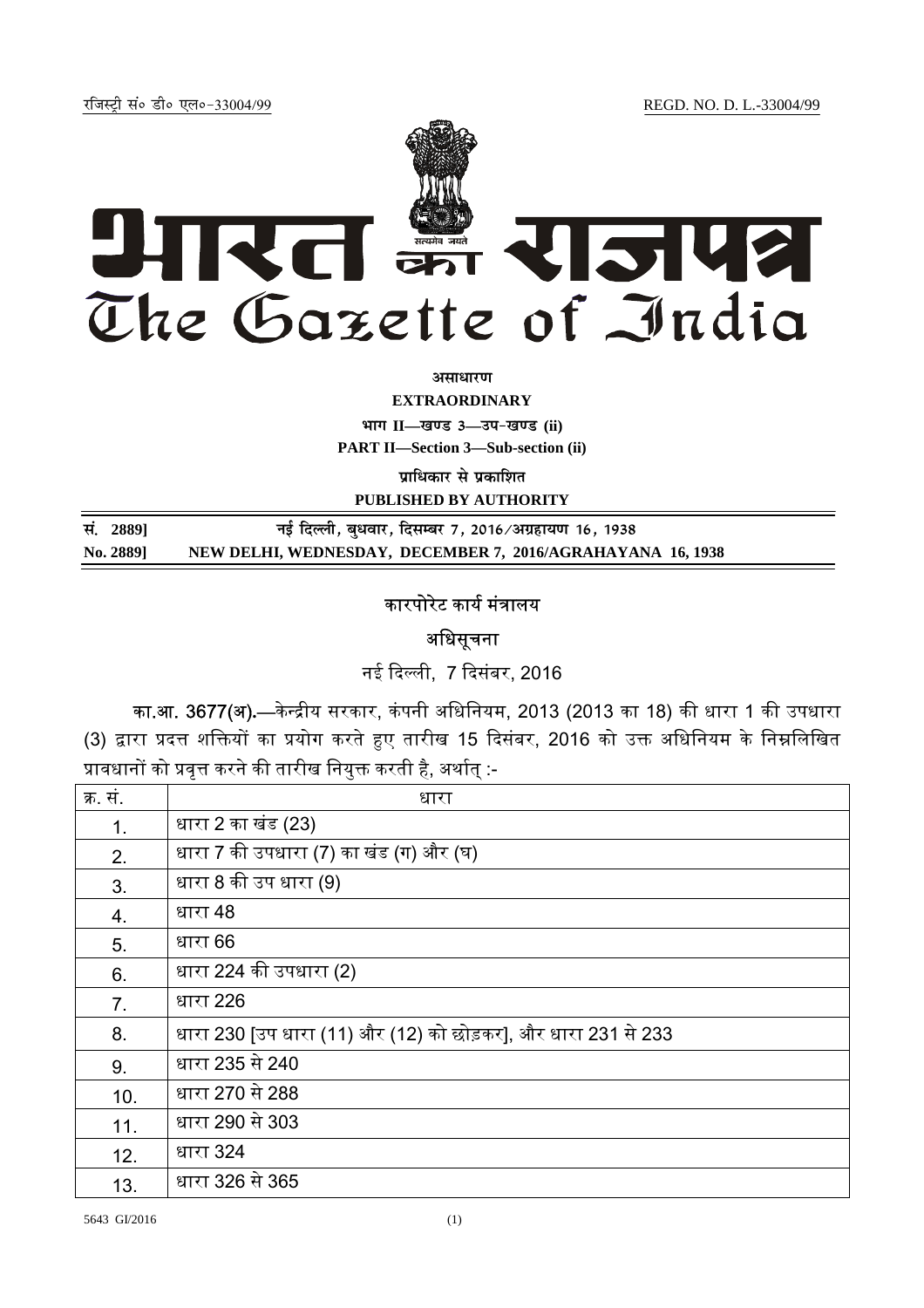रजिस्ट्री सं० डी० एल०-33004/99 REGD. NO. D. L.-33004/99

# भारत का राजपत्र
# The Gazette of India

**असाधारण**

**EXTRAORDINARY**

**भाग II—खण्ड 3—उप-खण्ड (ii)**

**PART II—Section 3—Sub-section (ii)**

**प्राधिकार से प्रकाशित**

**PUBLISHED BY AUTHORITY**

| | |
|---|---|
| **सं. 2889]** | **नई दिल्ली, बुधवार, दिसम्बर 7, 2016/अग्रहायण 16, 1938** |
| **No. 2889]** | **NEW DELHI, WEDNESDAY, DECEMBER 7, 2016/AGRAHAYANA 16, 1938** |

## कारपोरेट कार्य मंत्रालय

## अधिसूचना

नई दिल्ली, 7 दिसंबर, 2016

**का.आ. 3677(अ).**—केन्द्रीय सरकार, कंपनी अधिनियम, 2013 (2013 का 18) की धारा 1 की उपधारा (3) द्वारा प्रदत्त शक्तियों का प्रयोग करते हुए तारीख 15 दिसंबर, 2016 को उक्त अधिनियम के निम्नलिखित प्रावधानों को प्रवृत्त करने की तारीख नियुक्त करती है, अर्थात् :-

| क्र. सं. | धारा |
|---|---|
| 1. | धारा 2 का खंड (23) |
| 2. | धारा 7 की उपधारा (7) का खंड (ग) और (घ) |
| 3. | धारा 8 की उप धारा (9) |
| 4. | धारा 48 |
| 5. | धारा 66 |
| 6. | धारा 224 की उपधारा (2) |
| 7. | धारा 226 |
| 8. | धारा 230 [उप धारा (11) और (12) को छोड़कर], और धारा 231 से 233 |
| 9. | धारा 235 से 240 |
| 10. | धारा 270 से 288 |
| 11. | धारा 290 से 303 |
| 12. | धारा 324 |
| 13. | धारा 326 से 365 |

5643 GI/2016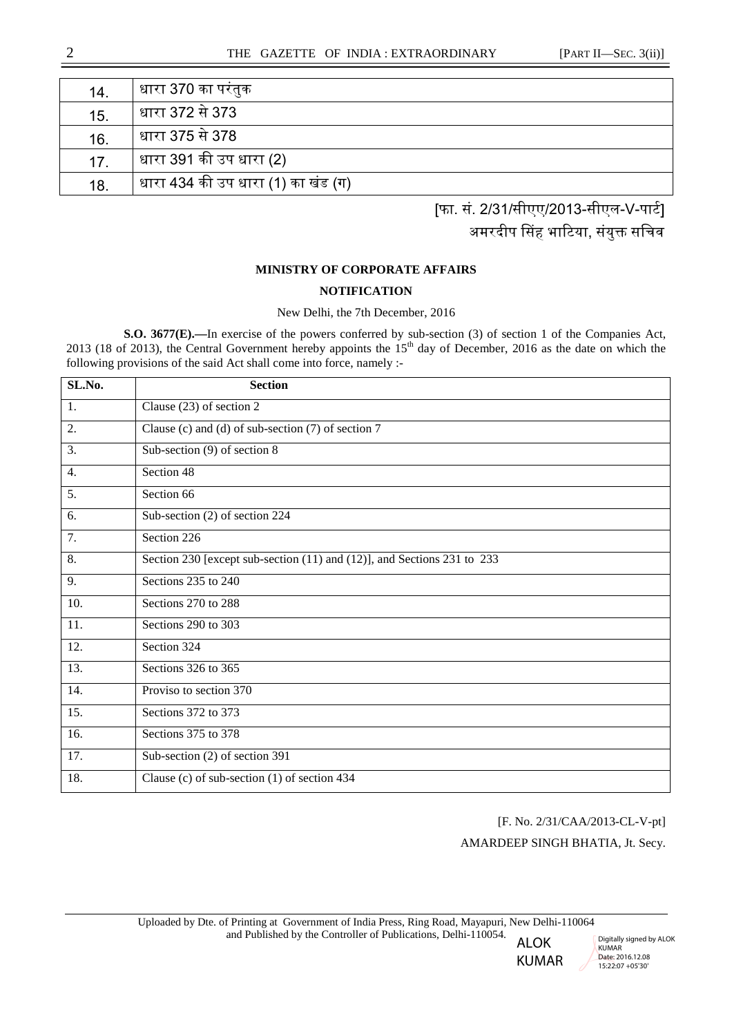| | |
|---|---|
| 14. | धारा 370 का परंतुक |
| 15. | धारा 372 से 373 |
| 16. | धारा 375 से 378 |
| 17. | धारा 391 की उप धारा (2) |
| 18. | धारा 434 की उप धारा (1) का खंड (ग) |

[फा. सं. 2/31/सीएए/2013-सीएल-V-पार्ट]

अमरदीप सिंह भाटिया, संयुक्त सचिव

**MINISTRY OF CORPORATE AFFAIRS**

**NOTIFICATION**

New Delhi, the 7th December, 2016

**S.O. 3677(E).—**In exercise of the powers conferred by sub-section (3) of section 1 of the Companies Act, 2013 (18 of 2013), the Central Government hereby appoints the 15th day of December, 2016 as the date on which the following provisions of the said Act shall come into force, namely :-

| SL.No. | Section |
|---|---|
| 1. | Clause (23) of section 2 |
| 2. | Clause (c) and (d) of sub-section (7) of section 7 |
| 3. | Sub-section (9) of section 8 |
| 4. | Section 48 |
| 5. | Section 66 |
| 6. | Sub-section (2) of section 224 |
| 7. | Section 226 |
| 8. | Section 230 [except sub-section (11) and (12)], and Sections 231 to 233 |
| 9. | Sections 235 to 240 |
| 10. | Sections 270 to 288 |
| 11. | Sections 290 to 303 |
| 12. | Section 324 |
| 13. | Sections 326 to 365 |
| 14. | Proviso to section 370 |
| 15. | Sections 372 to 373 |
| 16. | Sections 375 to 378 |
| 17. | Sub-section (2) of section 391 |
| 18. | Clause (c) of sub-section (1) of section 434 |

[F. No. 2/31/CAA/2013-CL-V-pt]

AMARDEEP SINGH BHATIA, Jt. Secy.

Uploaded by Dte. of Printing at Government of India Press, Ring Road, Mayapuri, New Delhi-110064 and Published by the Controller of Publications, Delhi-110054.

ALOK KUMAR

Digitally signed by ALOK KUMAR
Date: 2016.12.08 15:22:07 +05'30'